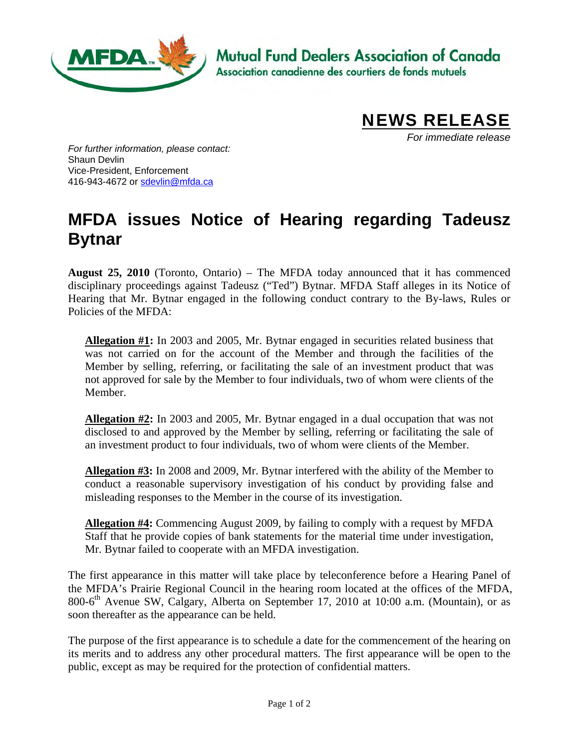Mutual Fund Dealers Association of Canada

Association canadienne des courtiers de fonds mutuels

**NEWS RELEASE**

*For immediate release*

*For further information, please contact:*
Shaun Devlin
Vice-President, Enforcement
416-943-4672 or sdevlin@mfda.ca

# MFDA issues Notice of Hearing regarding Tadeusz Bytnar

**August 25, 2010** (Toronto, Ontario) – The MFDA today announced that it has commenced disciplinary proceedings against Tadeusz ("Ted") Bytnar. MFDA Staff alleges in its Notice of Hearing that Mr. Bytnar engaged in the following conduct contrary to the By-laws, Rules or Policies of the MFDA:

> **Allegation #1:** In 2003 and 2005, Mr. Bytnar engaged in securities related business that was not carried on for the account of the Member and through the facilities of the Member by selling, referring, or facilitating the sale of an investment product that was not approved for sale by the Member to four individuals, two of whom were clients of the Member.
>
> **Allegation #2:** In 2003 and 2005, Mr. Bytnar engaged in a dual occupation that was not disclosed to and approved by the Member by selling, referring or facilitating the sale of an investment product to four individuals, two of whom were clients of the Member.
>
> **Allegation #3:** In 2008 and 2009, Mr. Bytnar interfered with the ability of the Member to conduct a reasonable supervisory investigation of his conduct by providing false and misleading responses to the Member in the course of its investigation.
>
> **Allegation #4:** Commencing August 2009, by failing to comply with a request by MFDA Staff that he provide copies of bank statements for the material time under investigation, Mr. Bytnar failed to cooperate with an MFDA investigation.

The first appearance in this matter will take place by teleconference before a Hearing Panel of the MFDA's Prairie Regional Council in the hearing room located at the offices of the MFDA, 800-6th Avenue SW, Calgary, Alberta on September 17, 2010 at 10:00 a.m. (Mountain), or as soon thereafter as the appearance can be held.

The purpose of the first appearance is to schedule a date for the commencement of the hearing on its merits and to address any other procedural matters. The first appearance will be open to the public, except as may be required for the protection of confidential matters.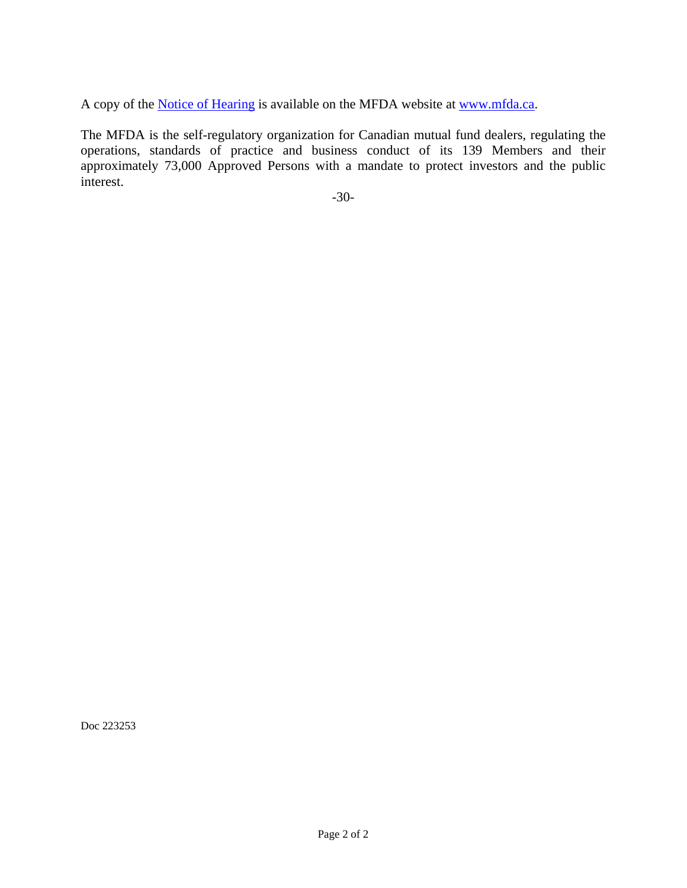A copy of the [Notice of Hearing](Notice of Hearing) is available on the MFDA website at [www.mfda.ca](www.mfda.ca).

The MFDA is the self-regulatory organization for Canadian mutual fund dealers, regulating the operations, standards of practice and business conduct of its 139 Members and their approximately 73,000 Approved Persons with a mandate to protect investors and the public interest.

-30-

Doc 223253